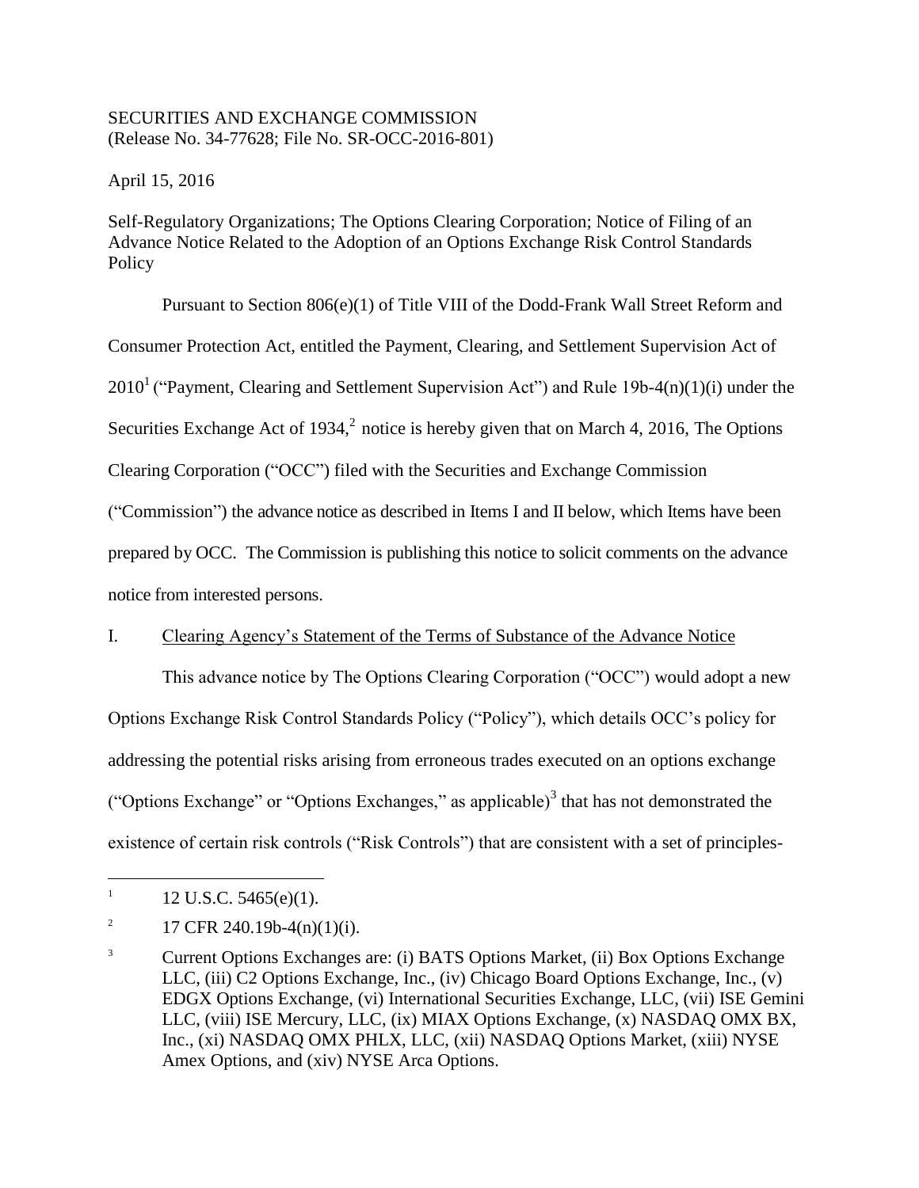SECURITIES AND EXCHANGE COMMISSION
(Release No. 34-77628; File No. SR-OCC-2016-801)

April 15, 2016

Self-Regulatory Organizations; The Options Clearing Corporation; Notice of Filing of an Advance Notice Related to the Adoption of an Options Exchange Risk Control Standards Policy

Pursuant to Section 806(e)(1) of Title VIII of the Dodd-Frank Wall Street Reform and Consumer Protection Act, entitled the Payment, Clearing, and Settlement Supervision Act of 2010[1] ("Payment, Clearing and Settlement Supervision Act") and Rule 19b-4(n)(1)(i) under the Securities Exchange Act of 1934,[2] notice is hereby given that on March 4, 2016, The Options Clearing Corporation ("OCC") filed with the Securities and Exchange Commission ("Commission") the advance notice as described in Items I and II below, which Items have been prepared by OCC. The Commission is publishing this notice to solicit comments on the advance notice from interested persons.

I. Clearing Agency's Statement of the Terms of Substance of the Advance Notice

This advance notice by The Options Clearing Corporation ("OCC") would adopt a new Options Exchange Risk Control Standards Policy ("Policy"), which details OCC's policy for addressing the potential risks arising from erroneous trades executed on an options exchange ("Options Exchange" or "Options Exchanges," as applicable)[3] that has not demonstrated the existence of certain risk controls ("Risk Controls") that are consistent with a set of principles-

---

[1] 12 U.S.C. 5465(e)(1).

[2] 17 CFR 240.19b-4(n)(1)(i).

[3] Current Options Exchanges are: (i) BATS Options Market, (ii) Box Options Exchange LLC, (iii) C2 Options Exchange, Inc., (iv) Chicago Board Options Exchange, Inc., (v) EDGX Options Exchange, (vi) International Securities Exchange, LLC, (vii) ISE Gemini LLC, (viii) ISE Mercury, LLC, (ix) MIAX Options Exchange, (x) NASDAQ OMX BX, Inc., (xi) NASDAQ OMX PHLX, LLC, (xii) NASDAQ Options Market, (xiii) NYSE Amex Options, and (xiv) NYSE Arca Options.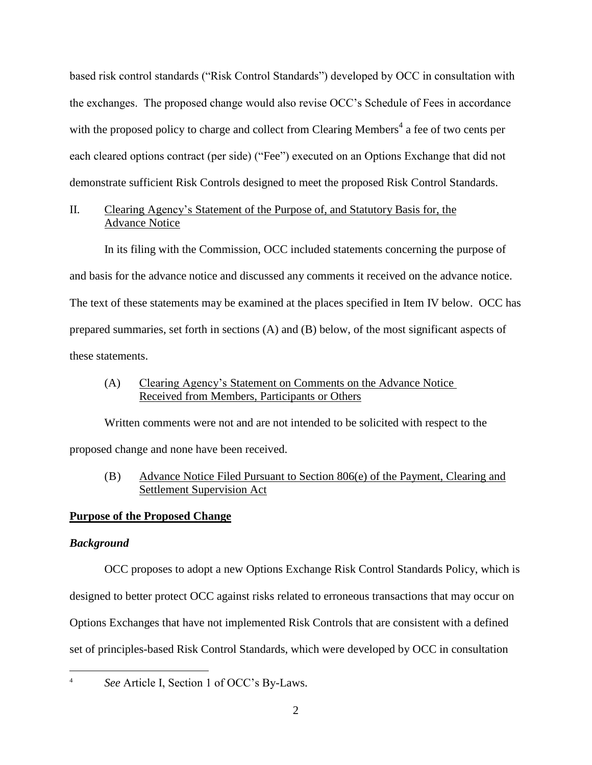based risk control standards ("Risk Control Standards") developed by OCC in consultation with the exchanges. The proposed change would also revise OCC's Schedule of Fees in accordance with the proposed policy to charge and collect from Clearing Members[4] a fee of two cents per each cleared options contract (per side) ("Fee") executed on an Options Exchange that did not demonstrate sufficient Risk Controls designed to meet the proposed Risk Control Standards.

## II. Clearing Agency's Statement of the Purpose of, and Statutory Basis for, the Advance Notice

In its filing with the Commission, OCC included statements concerning the purpose of and basis for the advance notice and discussed any comments it received on the advance notice. The text of these statements may be examined at the places specified in Item IV below. OCC has prepared summaries, set forth in sections (A) and (B) below, of the most significant aspects of these statements.

### (A) Clearing Agency's Statement on Comments on the Advance Notice Received from Members, Participants or Others

Written comments were not and are not intended to be solicited with respect to the proposed change and none have been received.

### (B) Advance Notice Filed Pursuant to Section 806(e) of the Payment, Clearing and Settlement Supervision Act

**Purpose of the Proposed Change**

***Background***

OCC proposes to adopt a new Options Exchange Risk Control Standards Policy, which is designed to better protect OCC against risks related to erroneous transactions that may occur on Options Exchanges that have not implemented Risk Controls that are consistent with a defined set of principles-based Risk Control Standards, which were developed by OCC in consultation

---

[4] *See* Article I, Section 1 of OCC's By-Laws.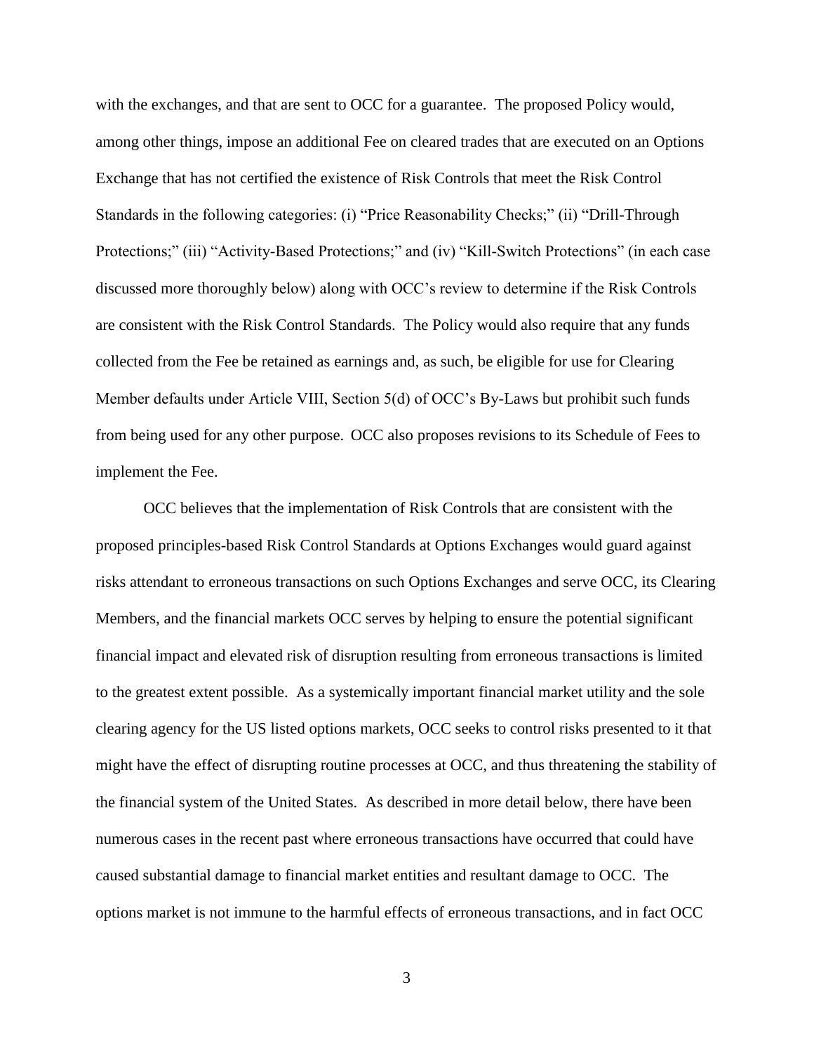with the exchanges, and that are sent to OCC for a guarantee. The proposed Policy would, among other things, impose an additional Fee on cleared trades that are executed on an Options Exchange that has not certified the existence of Risk Controls that meet the Risk Control Standards in the following categories: (i) "Price Reasonability Checks;" (ii) "Drill-Through Protections;" (iii) "Activity-Based Protections;" and (iv) "Kill-Switch Protections" (in each case discussed more thoroughly below) along with OCC's review to determine if the Risk Controls are consistent with the Risk Control Standards. The Policy would also require that any funds collected from the Fee be retained as earnings and, as such, be eligible for use for Clearing Member defaults under Article VIII, Section 5(d) of OCC's By-Laws but prohibit such funds from being used for any other purpose. OCC also proposes revisions to its Schedule of Fees to implement the Fee.

OCC believes that the implementation of Risk Controls that are consistent with the proposed principles-based Risk Control Standards at Options Exchanges would guard against risks attendant to erroneous transactions on such Options Exchanges and serve OCC, its Clearing Members, and the financial markets OCC serves by helping to ensure the potential significant financial impact and elevated risk of disruption resulting from erroneous transactions is limited to the greatest extent possible. As a systemically important financial market utility and the sole clearing agency for the US listed options markets, OCC seeks to control risks presented to it that might have the effect of disrupting routine processes at OCC, and thus threatening the stability of the financial system of the United States. As described in more detail below, there have been numerous cases in the recent past where erroneous transactions have occurred that could have caused substantial damage to financial market entities and resultant damage to OCC. The options market is not immune to the harmful effects of erroneous transactions, and in fact OCC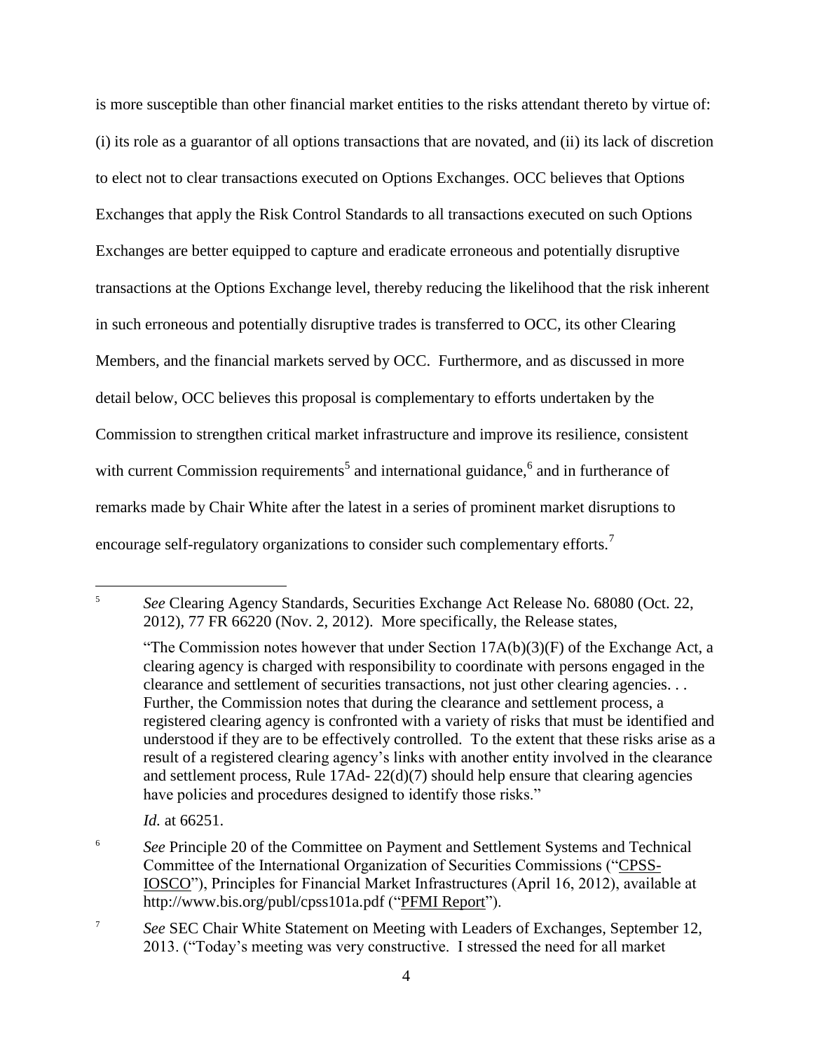is more susceptible than other financial market entities to the risks attendant thereto by virtue of: (i) its role as a guarantor of all options transactions that are novated, and (ii) its lack of discretion to elect not to clear transactions executed on Options Exchanges. OCC believes that Options Exchanges that apply the Risk Control Standards to all transactions executed on such Options Exchanges are better equipped to capture and eradicate erroneous and potentially disruptive transactions at the Options Exchange level, thereby reducing the likelihood that the risk inherent in such erroneous and potentially disruptive trades is transferred to OCC, its other Clearing Members, and the financial markets served by OCC. Furthermore, and as discussed in more detail below, OCC believes this proposal is complementary to efforts undertaken by the Commission to strengthen critical market infrastructure and improve its resilience, consistent with current Commission requirements[5] and international guidance,[6] and in furtherance of remarks made by Chair White after the latest in a series of prominent market disruptions to encourage self-regulatory organizations to consider such complementary efforts.[7]

---

[5] *See* Clearing Agency Standards, Securities Exchange Act Release No. 68080 (Oct. 22, 2012), 77 FR 66220 (Nov. 2, 2012). More specifically, the Release states,

"The Commission notes however that under Section 17A(b)(3)(F) of the Exchange Act, a clearing agency is charged with responsibility to coordinate with persons engaged in the clearance and settlement of securities transactions, not just other clearing agencies. . . Further, the Commission notes that during the clearance and settlement process, a registered clearing agency is confronted with a variety of risks that must be identified and understood if they are to be effectively controlled. To the extent that these risks arise as a result of a registered clearing agency's links with another entity involved in the clearance and settlement process, Rule 17Ad- 22(d)(7) should help ensure that clearing agencies have policies and procedures designed to identify those risks."

*Id.* at 66251.

[6] *See* Principle 20 of the Committee on Payment and Settlement Systems and Technical Committee of the International Organization of Securities Commissions ("CPSS-IOSCO"), Principles for Financial Market Infrastructures (April 16, 2012), available at http://www.bis.org/publ/cpss101a.pdf ("PFMI Report").

[7] *See* SEC Chair White Statement on Meeting with Leaders of Exchanges, September 12, 2013. ("Today's meeting was very constructive. I stressed the need for all market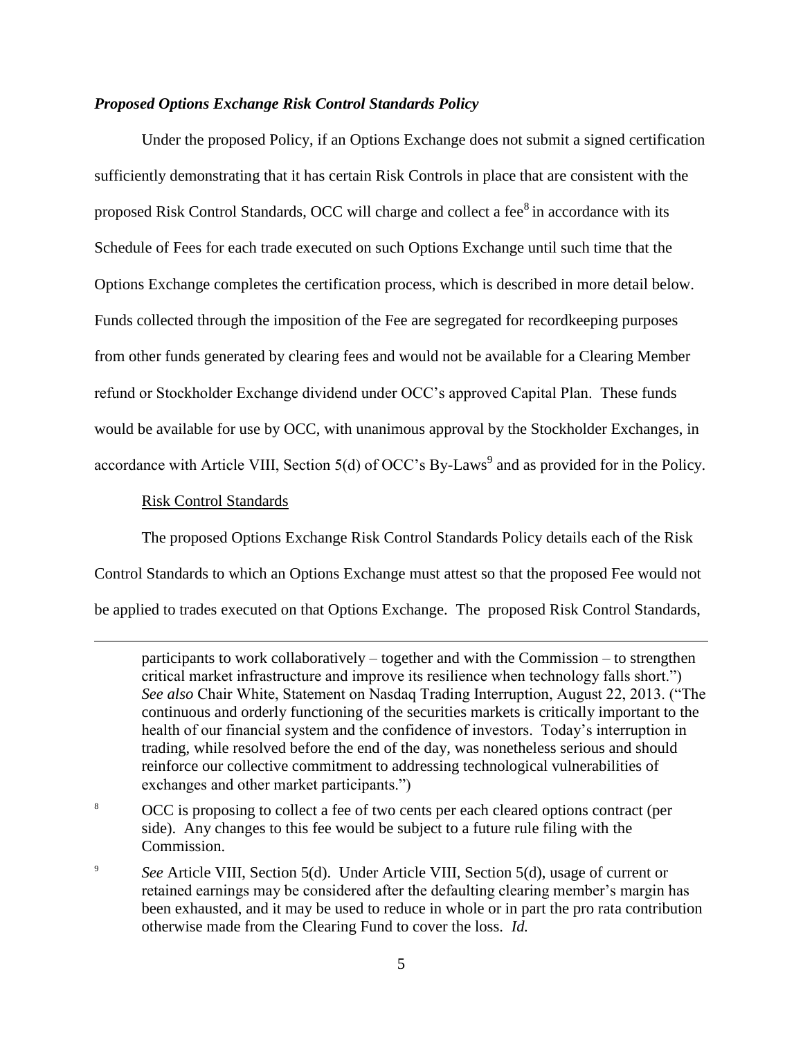***Proposed Options Exchange Risk Control Standards Policy***

Under the proposed Policy, if an Options Exchange does not submit a signed certification sufficiently demonstrating that it has certain Risk Controls in place that are consistent with the proposed Risk Control Standards, OCC will charge and collect a fee[8] in accordance with its Schedule of Fees for each trade executed on such Options Exchange until such time that the Options Exchange completes the certification process, which is described in more detail below. Funds collected through the imposition of the Fee are segregated for recordkeeping purposes from other funds generated by clearing fees and would not be available for a Clearing Member refund or Stockholder Exchange dividend under OCC's approved Capital Plan. These funds would be available for use by OCC, with unanimous approval by the Stockholder Exchanges, in accordance with Article VIII, Section 5(d) of OCC's By-Laws[9] and as provided for in the Policy.

Risk Control Standards

The proposed Options Exchange Risk Control Standards Policy details each of the Risk Control Standards to which an Options Exchange must attest so that the proposed Fee would not be applied to trades executed on that Options Exchange. The proposed Risk Control Standards,

---

participants to work collaboratively – together and with the Commission – to strengthen critical market infrastructure and improve its resilience when technology falls short.") *See also* Chair White, Statement on Nasdaq Trading Interruption, August 22, 2013. ("The continuous and orderly functioning of the securities markets is critically important to the health of our financial system and the confidence of investors. Today's interruption in trading, while resolved before the end of the day, was nonetheless serious and should reinforce our collective commitment to addressing technological vulnerabilities of exchanges and other market participants.")

[8] OCC is proposing to collect a fee of two cents per each cleared options contract (per side). Any changes to this fee would be subject to a future rule filing with the Commission.

[9] *See* Article VIII, Section 5(d). Under Article VIII, Section 5(d), usage of current or retained earnings may be considered after the defaulting clearing member's margin has been exhausted, and it may be used to reduce in whole or in part the pro rata contribution otherwise made from the Clearing Fund to cover the loss. *Id.*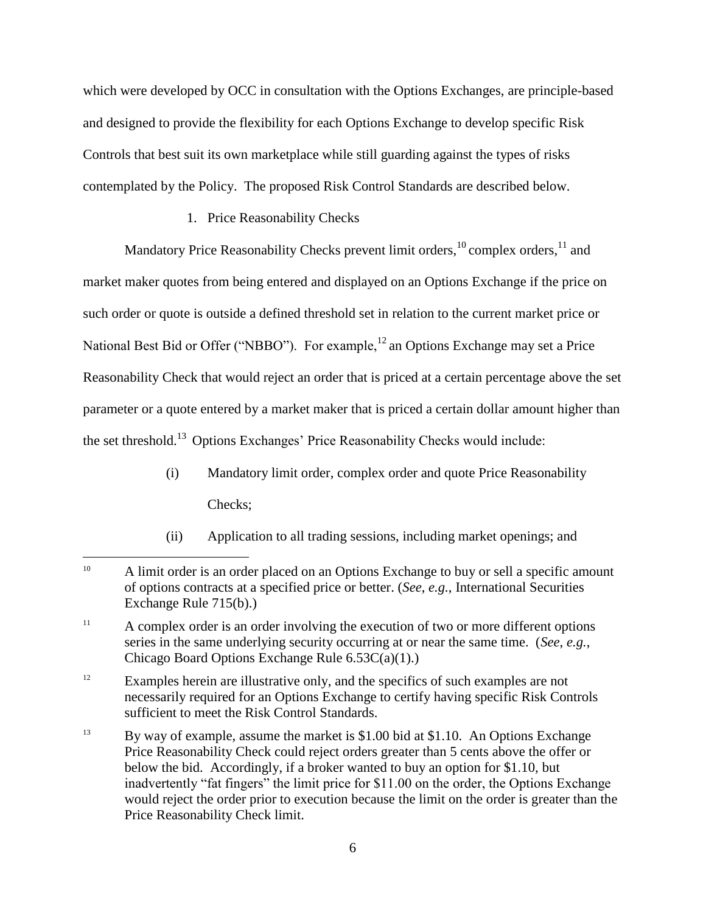which were developed by OCC in consultation with the Options Exchanges, are principle-based and designed to provide the flexibility for each Options Exchange to develop specific Risk Controls that best suit its own marketplace while still guarding against the types of risks contemplated by the Policy. The proposed Risk Control Standards are described below.

1. Price Reasonability Checks

Mandatory Price Reasonability Checks prevent limit orders,[10] complex orders,[11] and market maker quotes from being entered and displayed on an Options Exchange if the price on such order or quote is outside a defined threshold set in relation to the current market price or National Best Bid or Offer ("NBBO"). For example,[12] an Options Exchange may set a Price Reasonability Check that would reject an order that is priced at a certain percentage above the set parameter or a quote entered by a market maker that is priced a certain dollar amount higher than the set threshold.[13] Options Exchanges' Price Reasonability Checks would include:

(i) Mandatory limit order, complex order and quote Price Reasonability Checks;

(ii) Application to all trading sessions, including market openings; and

---

[10] A limit order is an order placed on an Options Exchange to buy or sell a specific amount of options contracts at a specified price or better. (*See*, *e.g.*, International Securities Exchange Rule 715(b).)

[11] A complex order is an order involving the execution of two or more different options series in the same underlying security occurring at or near the same time. (*See*, *e.g.*, Chicago Board Options Exchange Rule 6.53C(a)(1).)

[12] Examples herein are illustrative only, and the specifics of such examples are not necessarily required for an Options Exchange to certify having specific Risk Controls sufficient to meet the Risk Control Standards.

[13] By way of example, assume the market is $1.00 bid at $1.10. An Options Exchange Price Reasonability Check could reject orders greater than 5 cents above the offer or below the bid. Accordingly, if a broker wanted to buy an option for $1.10, but inadvertently "fat fingers" the limit price for $11.00 on the order, the Options Exchange would reject the order prior to execution because the limit on the order is greater than the Price Reasonability Check limit.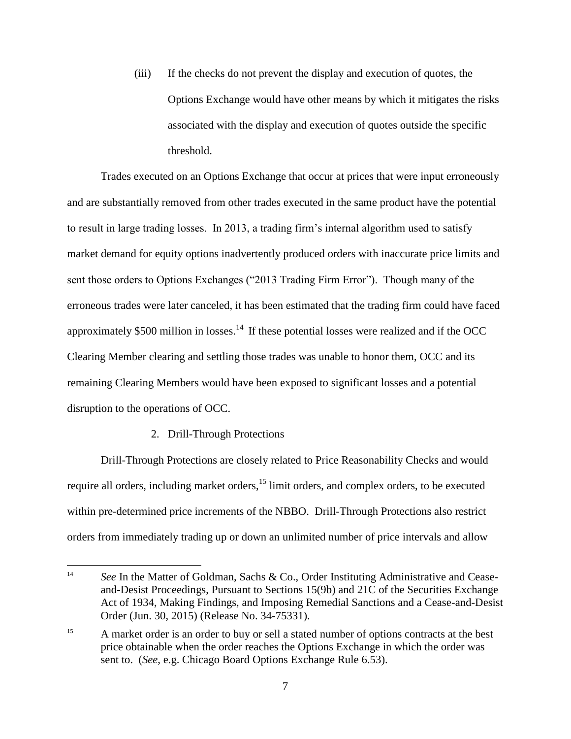(iii) If the checks do not prevent the display and execution of quotes, the Options Exchange would have other means by which it mitigates the risks associated with the display and execution of quotes outside the specific threshold.

Trades executed on an Options Exchange that occur at prices that were input erroneously and are substantially removed from other trades executed in the same product have the potential to result in large trading losses. In 2013, a trading firm's internal algorithm used to satisfy market demand for equity options inadvertently produced orders with inaccurate price limits and sent those orders to Options Exchanges ("2013 Trading Firm Error"). Though many of the erroneous trades were later canceled, it has been estimated that the trading firm could have faced approximately \$500 million in losses.[14] If these potential losses were realized and if the OCC Clearing Member clearing and settling those trades was unable to honor them, OCC and its remaining Clearing Members would have been exposed to significant losses and a potential disruption to the operations of OCC.

2. Drill-Through Protections

Drill-Through Protections are closely related to Price Reasonability Checks and would require all orders, including market orders,[15] limit orders, and complex orders, to be executed within pre-determined price increments of the NBBO. Drill-Through Protections also restrict orders from immediately trading up or down an unlimited number of price intervals and allow

---

[14] *See* In the Matter of Goldman, Sachs & Co., Order Instituting Administrative and Cease-and-Desist Proceedings, Pursuant to Sections 15(9b) and 21C of the Securities Exchange Act of 1934, Making Findings, and Imposing Remedial Sanctions and a Cease-and-Desist Order (Jun. 30, 2015) (Release No. 34-75331).

[15] A market order is an order to buy or sell a stated number of options contracts at the best price obtainable when the order reaches the Options Exchange in which the order was sent to. (*See*, e.g. Chicago Board Options Exchange Rule 6.53).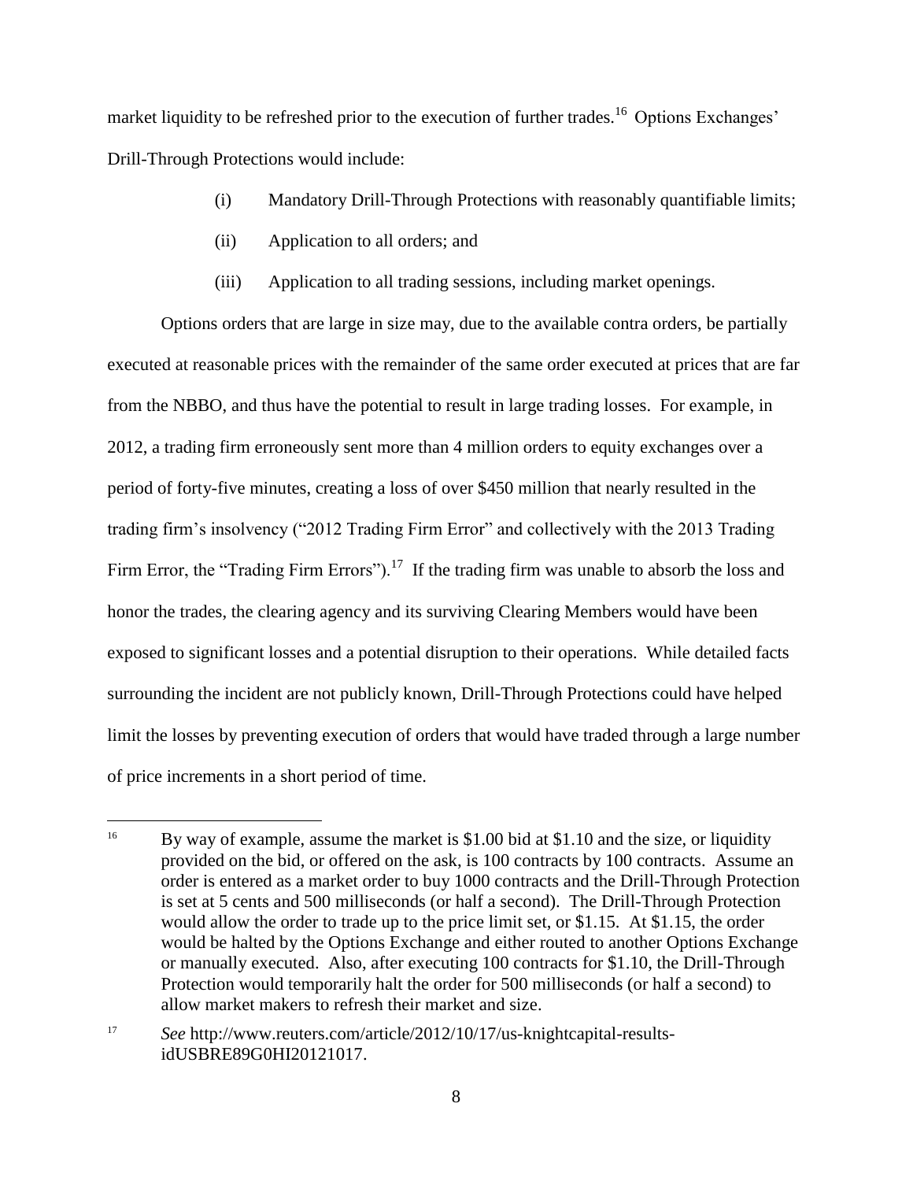market liquidity to be refreshed prior to the execution of further trades.[16] Options Exchanges' Drill-Through Protections would include:

(i) Mandatory Drill-Through Protections with reasonably quantifiable limits;

(ii) Application to all orders; and

(iii) Application to all trading sessions, including market openings.

Options orders that are large in size may, due to the available contra orders, be partially executed at reasonable prices with the remainder of the same order executed at prices that are far from the NBBO, and thus have the potential to result in large trading losses. For example, in 2012, a trading firm erroneously sent more than 4 million orders to equity exchanges over a period of forty-five minutes, creating a loss of over $450 million that nearly resulted in the trading firm's insolvency ("2012 Trading Firm Error" and collectively with the 2013 Trading Firm Error, the "Trading Firm Errors").[17] If the trading firm was unable to absorb the loss and honor the trades, the clearing agency and its surviving Clearing Members would have been exposed to significant losses and a potential disruption to their operations. While detailed facts surrounding the incident are not publicly known, Drill-Through Protections could have helped limit the losses by preventing execution of orders that would have traded through a large number of price increments in a short period of time.

---

[16] By way of example, assume the market is $1.00 bid at $1.10 and the size, or liquidity provided on the bid, or offered on the ask, is 100 contracts by 100 contracts. Assume an order is entered as a market order to buy 1000 contracts and the Drill-Through Protection is set at 5 cents and 500 milliseconds (or half a second). The Drill-Through Protection would allow the order to trade up to the price limit set, or $1.15. At $1.15, the order would be halted by the Options Exchange and either routed to another Options Exchange or manually executed. Also, after executing 100 contracts for $1.10, the Drill-Through Protection would temporarily halt the order for 500 milliseconds (or half a second) to allow market makers to refresh their market and size.

[17] *See* http://www.reuters.com/article/2012/10/17/us-knightcapital-results-idUSBRE89G0HI20121017.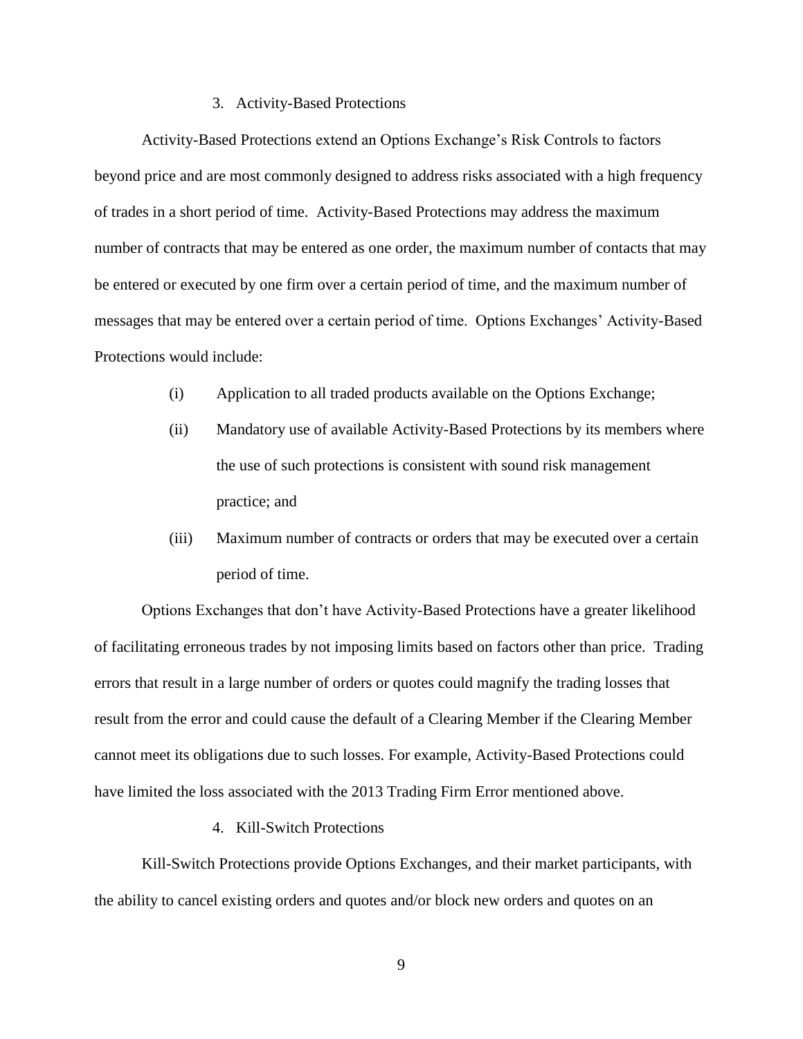### 3. Activity-Based Protections

Activity-Based Protections extend an Options Exchange's Risk Controls to factors beyond price and are most commonly designed to address risks associated with a high frequency of trades in a short period of time. Activity-Based Protections may address the maximum number of contracts that may be entered as one order, the maximum number of contacts that may be entered or executed by one firm over a certain period of time, and the maximum number of messages that may be entered over a certain period of time. Options Exchanges' Activity-Based Protections would include:

- (i) Application to all traded products available on the Options Exchange;
- (ii) Mandatory use of available Activity-Based Protections by its members where the use of such protections is consistent with sound risk management practice; and
- (iii) Maximum number of contracts or orders that may be executed over a certain period of time.

Options Exchanges that don't have Activity-Based Protections have a greater likelihood of facilitating erroneous trades by not imposing limits based on factors other than price. Trading errors that result in a large number of orders or quotes could magnify the trading losses that result from the error and could cause the default of a Clearing Member if the Clearing Member cannot meet its obligations due to such losses. For example, Activity-Based Protections could have limited the loss associated with the 2013 Trading Firm Error mentioned above.

### 4. Kill-Switch Protections

Kill-Switch Protections provide Options Exchanges, and their market participants, with the ability to cancel existing orders and quotes and/or block new orders and quotes on an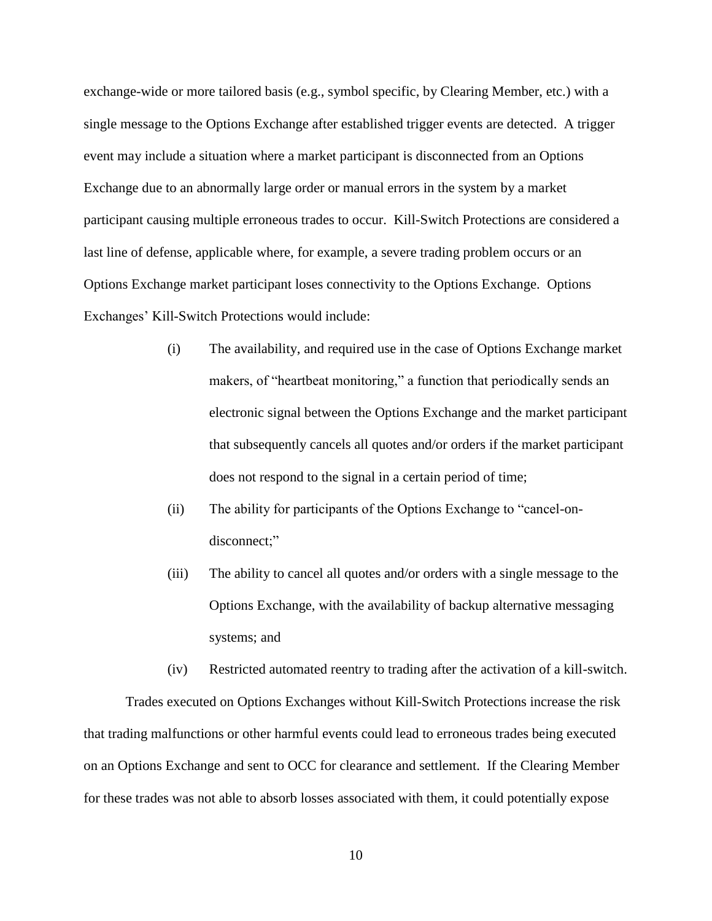exchange-wide or more tailored basis (e.g., symbol specific, by Clearing Member, etc.) with a single message to the Options Exchange after established trigger events are detected. A trigger event may include a situation where a market participant is disconnected from an Options Exchange due to an abnormally large order or manual errors in the system by a market participant causing multiple erroneous trades to occur. Kill-Switch Protections are considered a last line of defense, applicable where, for example, a severe trading problem occurs or an Options Exchange market participant loses connectivity to the Options Exchange. Options Exchanges' Kill-Switch Protections would include:

(i) The availability, and required use in the case of Options Exchange market makers, of "heartbeat monitoring," a function that periodically sends an electronic signal between the Options Exchange and the market participant that subsequently cancels all quotes and/or orders if the market participant does not respond to the signal in a certain period of time;

(ii) The ability for participants of the Options Exchange to "cancel-on-disconnect;"

(iii) The ability to cancel all quotes and/or orders with a single message to the Options Exchange, with the availability of backup alternative messaging systems; and

(iv) Restricted automated reentry to trading after the activation of a kill-switch.

Trades executed on Options Exchanges without Kill-Switch Protections increase the risk that trading malfunctions or other harmful events could lead to erroneous trades being executed on an Options Exchange and sent to OCC for clearance and settlement. If the Clearing Member for these trades was not able to absorb losses associated with them, it could potentially expose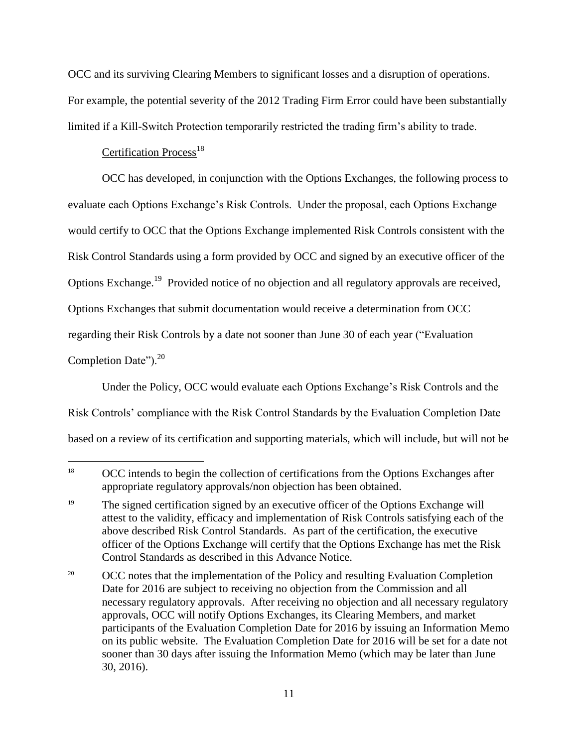OCC and its surviving Clearing Members to significant losses and a disruption of operations. For example, the potential severity of the 2012 Trading Firm Error could have been substantially limited if a Kill-Switch Protection temporarily restricted the trading firm's ability to trade.

Certification Process[18]

OCC has developed, in conjunction with the Options Exchanges, the following process to evaluate each Options Exchange's Risk Controls. Under the proposal, each Options Exchange would certify to OCC that the Options Exchange implemented Risk Controls consistent with the Risk Control Standards using a form provided by OCC and signed by an executive officer of the Options Exchange.[19] Provided notice of no objection and all regulatory approvals are received, Options Exchanges that submit documentation would receive a determination from OCC regarding their Risk Controls by a date not sooner than June 30 of each year ("Evaluation Completion Date").[20]

Under the Policy, OCC would evaluate each Options Exchange's Risk Controls and the Risk Controls' compliance with the Risk Control Standards by the Evaluation Completion Date based on a review of its certification and supporting materials, which will include, but will not be

---

[18] OCC intends to begin the collection of certifications from the Options Exchanges after appropriate regulatory approvals/non objection has been obtained.

[19] The signed certification signed by an executive officer of the Options Exchange will attest to the validity, efficacy and implementation of Risk Controls satisfying each of the above described Risk Control Standards. As part of the certification, the executive officer of the Options Exchange will certify that the Options Exchange has met the Risk Control Standards as described in this Advance Notice.

[20] OCC notes that the implementation of the Policy and resulting Evaluation Completion Date for 2016 are subject to receiving no objection from the Commission and all necessary regulatory approvals. After receiving no objection and all necessary regulatory approvals, OCC will notify Options Exchanges, its Clearing Members, and market participants of the Evaluation Completion Date for 2016 by issuing an Information Memo on its public website. The Evaluation Completion Date for 2016 will be set for a date not sooner than 30 days after issuing the Information Memo (which may be later than June 30, 2016).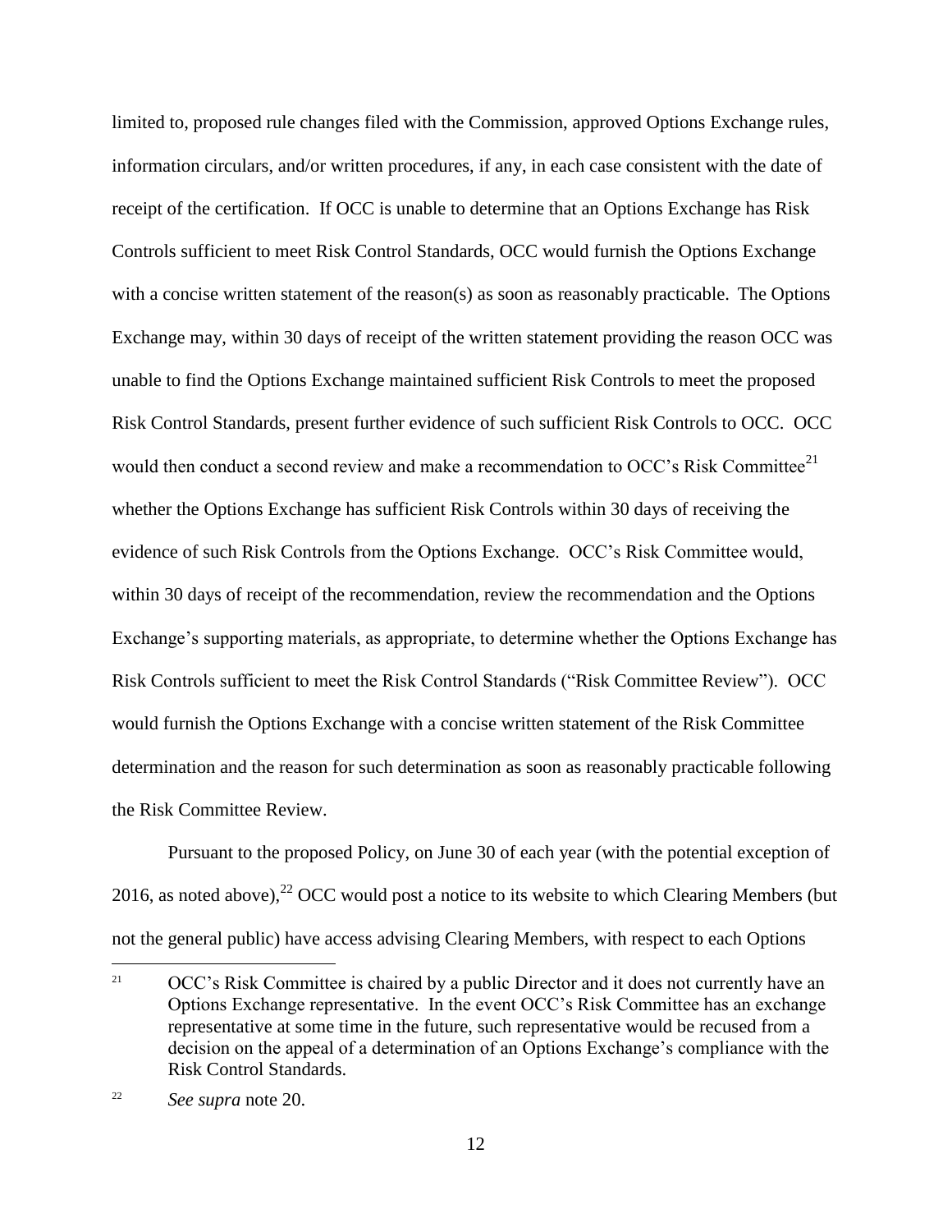limited to, proposed rule changes filed with the Commission, approved Options Exchange rules, information circulars, and/or written procedures, if any, in each case consistent with the date of receipt of the certification. If OCC is unable to determine that an Options Exchange has Risk Controls sufficient to meet Risk Control Standards, OCC would furnish the Options Exchange with a concise written statement of the reason(s) as soon as reasonably practicable. The Options Exchange may, within 30 days of receipt of the written statement providing the reason OCC was unable to find the Options Exchange maintained sufficient Risk Controls to meet the proposed Risk Control Standards, present further evidence of such sufficient Risk Controls to OCC. OCC would then conduct a second review and make a recommendation to OCC's Risk Committee[21] whether the Options Exchange has sufficient Risk Controls within 30 days of receiving the evidence of such Risk Controls from the Options Exchange. OCC's Risk Committee would, within 30 days of receipt of the recommendation, review the recommendation and the Options Exchange's supporting materials, as appropriate, to determine whether the Options Exchange has Risk Controls sufficient to meet the Risk Control Standards ("Risk Committee Review"). OCC would furnish the Options Exchange with a concise written statement of the Risk Committee determination and the reason for such determination as soon as reasonably practicable following the Risk Committee Review.

Pursuant to the proposed Policy, on June 30 of each year (with the potential exception of 2016, as noted above),[22] OCC would post a notice to its website to which Clearing Members (but not the general public) have access advising Clearing Members, with respect to each Options

---

[21] OCC's Risk Committee is chaired by a public Director and it does not currently have an Options Exchange representative. In the event OCC's Risk Committee has an exchange representative at some time in the future, such representative would be recused from a decision on the appeal of a determination of an Options Exchange's compliance with the Risk Control Standards.

[22] *See supra* note 20.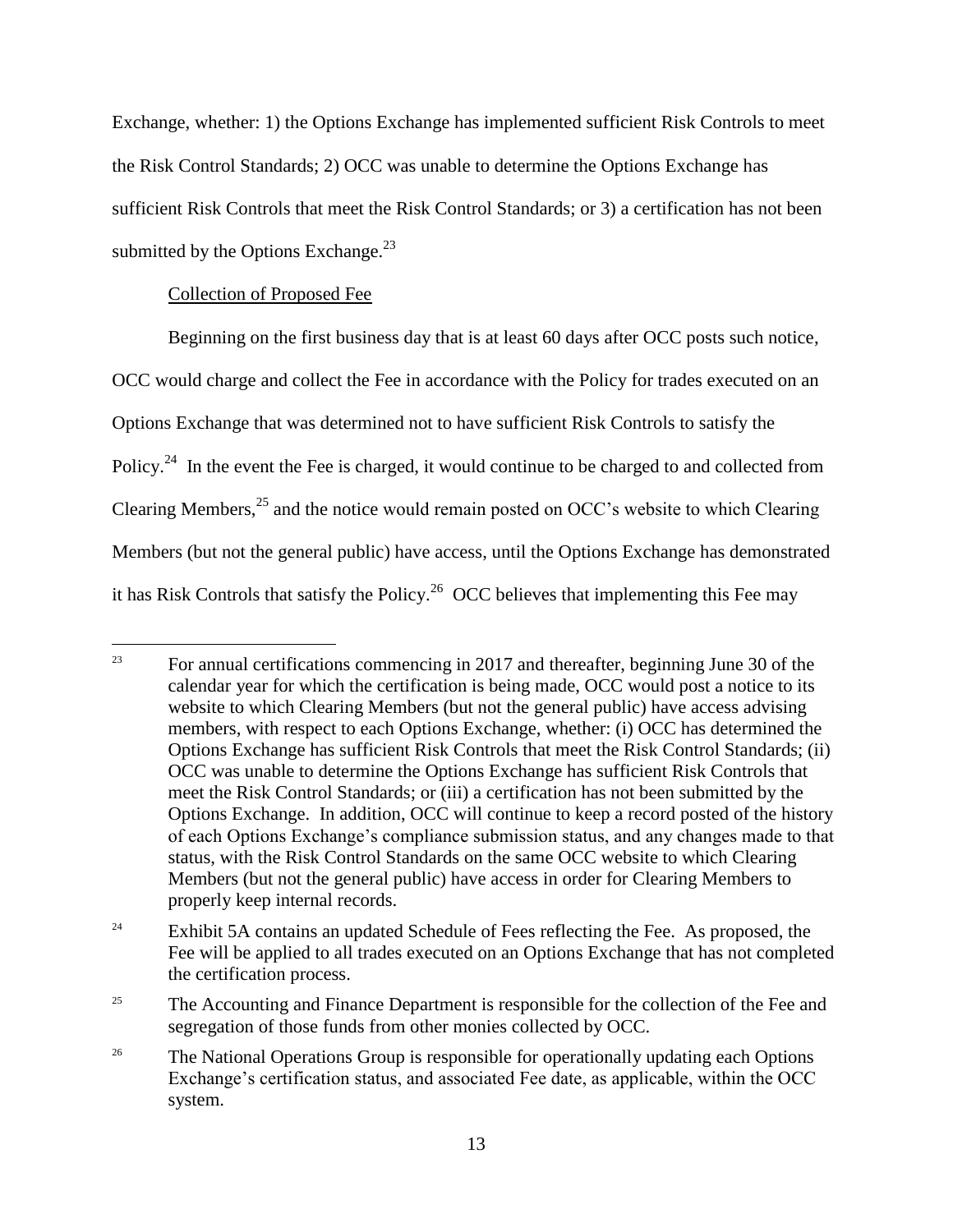Exchange, whether: 1) the Options Exchange has implemented sufficient Risk Controls to meet the Risk Control Standards; 2) OCC was unable to determine the Options Exchange has sufficient Risk Controls that meet the Risk Control Standards; or 3) a certification has not been submitted by the Options Exchange.[23]

Collection of Proposed Fee

Beginning on the first business day that is at least 60 days after OCC posts such notice, OCC would charge and collect the Fee in accordance with the Policy for trades executed on an Options Exchange that was determined not to have sufficient Risk Controls to satisfy the Policy.[24] In the event the Fee is charged, it would continue to be charged to and collected from Clearing Members,[25] and the notice would remain posted on OCC's website to which Clearing Members (but not the general public) have access, until the Options Exchange has demonstrated it has Risk Controls that satisfy the Policy.[26] OCC believes that implementing this Fee may

---

[23] For annual certifications commencing in 2017 and thereafter, beginning June 30 of the calendar year for which the certification is being made, OCC would post a notice to its website to which Clearing Members (but not the general public) have access advising members, with respect to each Options Exchange, whether: (i) OCC has determined the Options Exchange has sufficient Risk Controls that meet the Risk Control Standards; (ii) OCC was unable to determine the Options Exchange has sufficient Risk Controls that meet the Risk Control Standards; or (iii) a certification has not been submitted by the Options Exchange. In addition, OCC will continue to keep a record posted of the history of each Options Exchange's compliance submission status, and any changes made to that status, with the Risk Control Standards on the same OCC website to which Clearing Members (but not the general public) have access in order for Clearing Members to properly keep internal records.

[24] Exhibit 5A contains an updated Schedule of Fees reflecting the Fee. As proposed, the Fee will be applied to all trades executed on an Options Exchange that has not completed the certification process.

[25] The Accounting and Finance Department is responsible for the collection of the Fee and segregation of those funds from other monies collected by OCC.

[26] The National Operations Group is responsible for operationally updating each Options Exchange's certification status, and associated Fee date, as applicable, within the OCC system.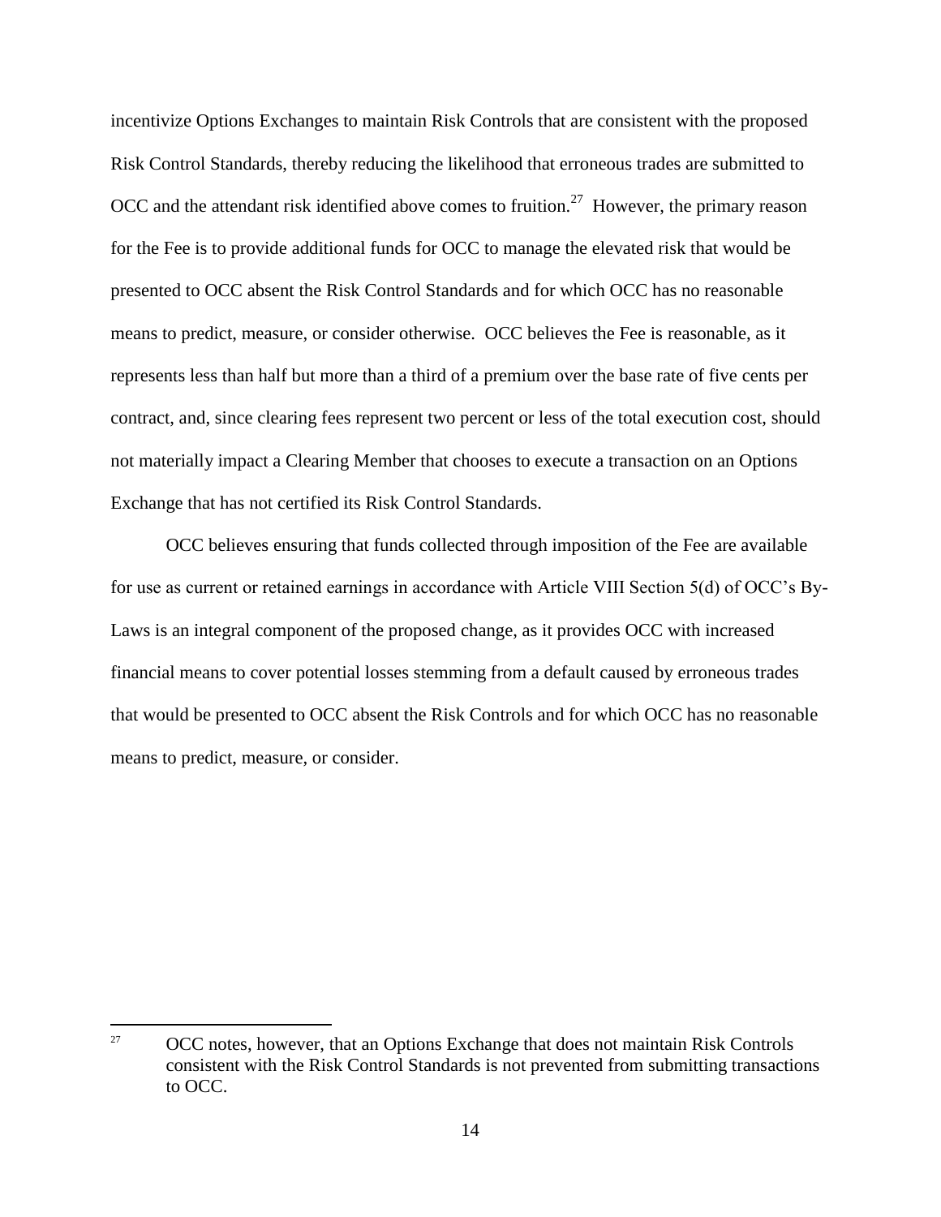incentivize Options Exchanges to maintain Risk Controls that are consistent with the proposed Risk Control Standards, thereby reducing the likelihood that erroneous trades are submitted to OCC and the attendant risk identified above comes to fruition.[27] However, the primary reason for the Fee is to provide additional funds for OCC to manage the elevated risk that would be presented to OCC absent the Risk Control Standards and for which OCC has no reasonable means to predict, measure, or consider otherwise. OCC believes the Fee is reasonable, as it represents less than half but more than a third of a premium over the base rate of five cents per contract, and, since clearing fees represent two percent or less of the total execution cost, should not materially impact a Clearing Member that chooses to execute a transaction on an Options Exchange that has not certified its Risk Control Standards.

OCC believes ensuring that funds collected through imposition of the Fee are available for use as current or retained earnings in accordance with Article VIII Section 5(d) of OCC's By-Laws is an integral component of the proposed change, as it provides OCC with increased financial means to cover potential losses stemming from a default caused by erroneous trades that would be presented to OCC absent the Risk Controls and for which OCC has no reasonable means to predict, measure, or consider.

[27] OCC notes, however, that an Options Exchange that does not maintain Risk Controls consistent with the Risk Control Standards is not prevented from submitting transactions to OCC.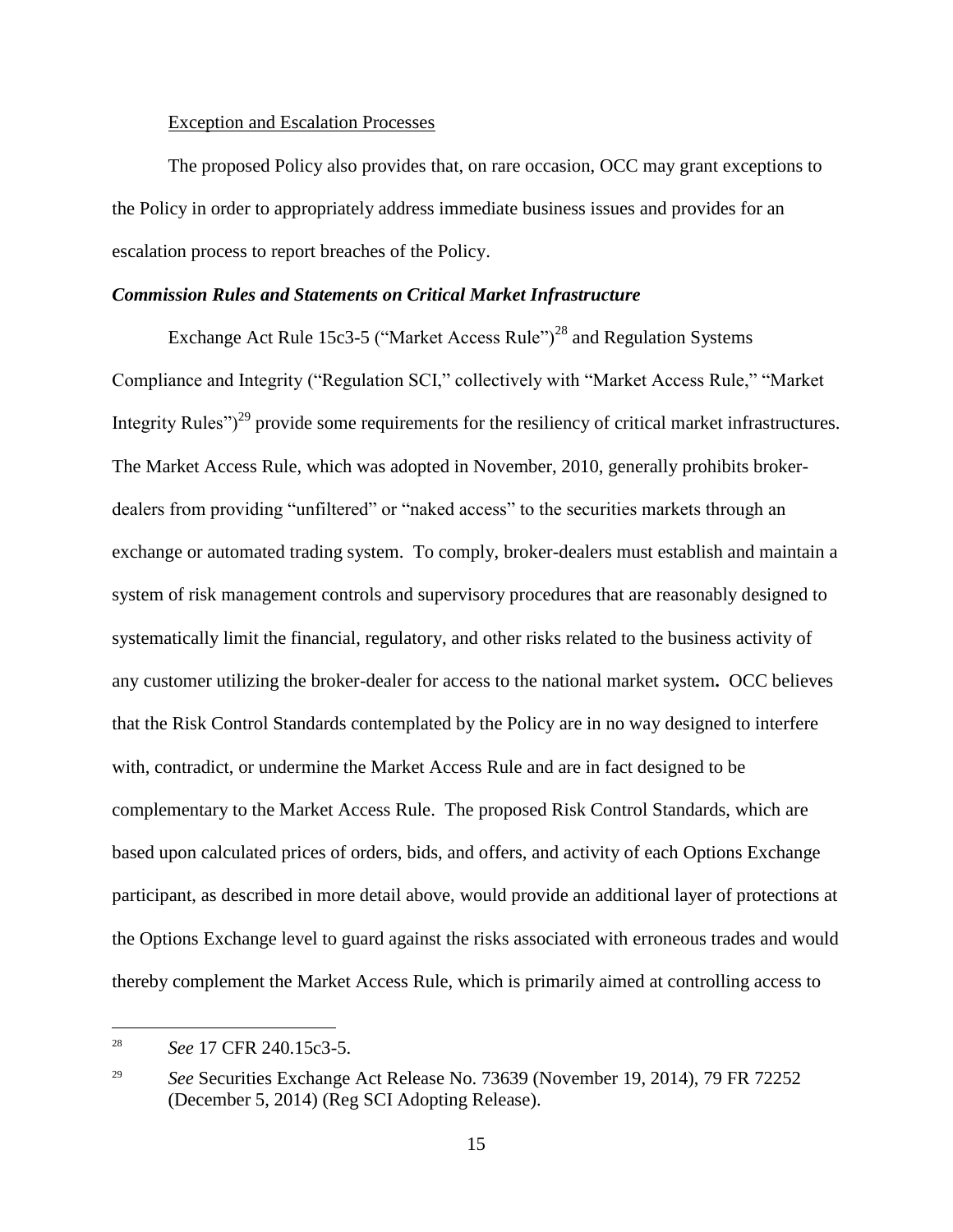Exception and Escalation Processes

The proposed Policy also provides that, on rare occasion, OCC may grant exceptions to the Policy in order to appropriately address immediate business issues and provides for an escalation process to report breaches of the Policy.

***Commission Rules and Statements on Critical Market Infrastructure***

Exchange Act Rule 15c3-5 ("Market Access Rule")[28] and Regulation Systems Compliance and Integrity ("Regulation SCI," collectively with "Market Access Rule," "Market Integrity Rules")[29] provide some requirements for the resiliency of critical market infrastructures. The Market Access Rule, which was adopted in November, 2010, generally prohibits broker-dealers from providing "unfiltered" or "naked access" to the securities markets through an exchange or automated trading system. To comply, broker-dealers must establish and maintain a system of risk management controls and supervisory procedures that are reasonably designed to systematically limit the financial, regulatory, and other risks related to the business activity of any customer utilizing the broker-dealer for access to the national market system**.** OCC believes that the Risk Control Standards contemplated by the Policy are in no way designed to interfere with, contradict, or undermine the Market Access Rule and are in fact designed to be complementary to the Market Access Rule. The proposed Risk Control Standards, which are based upon calculated prices of orders, bids, and offers, and activity of each Options Exchange participant, as described in more detail above, would provide an additional layer of protections at the Options Exchange level to guard against the risks associated with erroneous trades and would thereby complement the Market Access Rule, which is primarily aimed at controlling access to

---

[28] *See* 17 CFR 240.15c3-5.

[29] *See* Securities Exchange Act Release No. 73639 (November 19, 2014), 79 FR 72252 (December 5, 2014) (Reg SCI Adopting Release).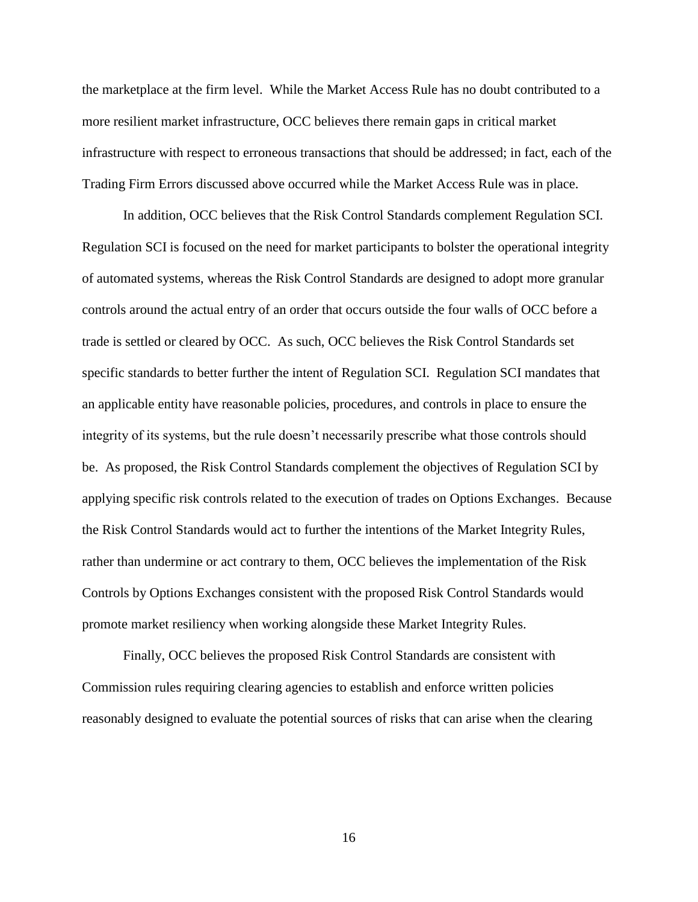the marketplace at the firm level. While the Market Access Rule has no doubt contributed to a more resilient market infrastructure, OCC believes there remain gaps in critical market infrastructure with respect to erroneous transactions that should be addressed; in fact, each of the Trading Firm Errors discussed above occurred while the Market Access Rule was in place.

In addition, OCC believes that the Risk Control Standards complement Regulation SCI. Regulation SCI is focused on the need for market participants to bolster the operational integrity of automated systems, whereas the Risk Control Standards are designed to adopt more granular controls around the actual entry of an order that occurs outside the four walls of OCC before a trade is settled or cleared by OCC. As such, OCC believes the Risk Control Standards set specific standards to better further the intent of Regulation SCI. Regulation SCI mandates that an applicable entity have reasonable policies, procedures, and controls in place to ensure the integrity of its systems, but the rule doesn't necessarily prescribe what those controls should be. As proposed, the Risk Control Standards complement the objectives of Regulation SCI by applying specific risk controls related to the execution of trades on Options Exchanges. Because the Risk Control Standards would act to further the intentions of the Market Integrity Rules, rather than undermine or act contrary to them, OCC believes the implementation of the Risk Controls by Options Exchanges consistent with the proposed Risk Control Standards would promote market resiliency when working alongside these Market Integrity Rules.

Finally, OCC believes the proposed Risk Control Standards are consistent with Commission rules requiring clearing agencies to establish and enforce written policies reasonably designed to evaluate the potential sources of risks that can arise when the clearing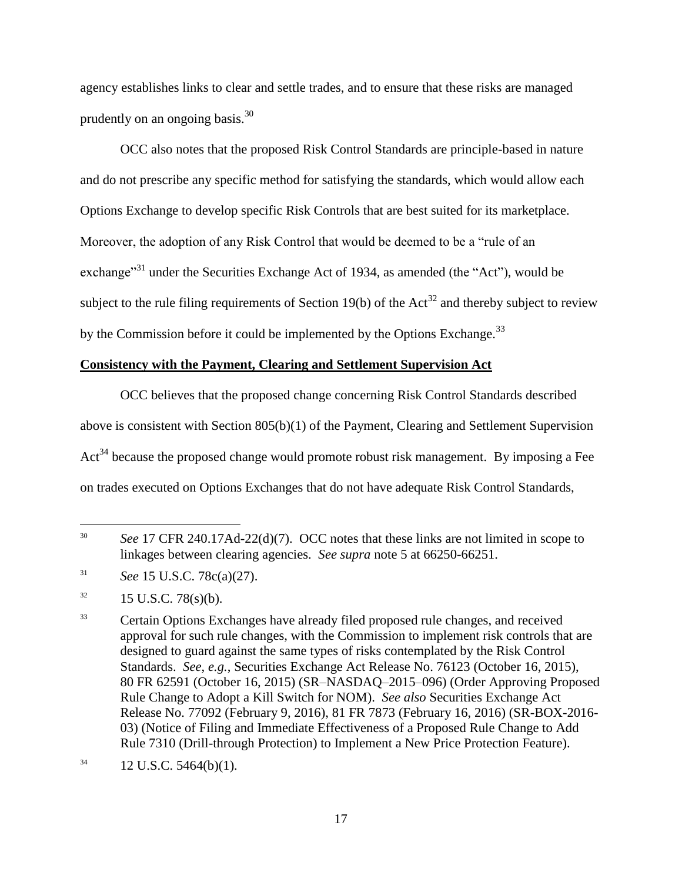agency establishes links to clear and settle trades, and to ensure that these risks are managed prudently on an ongoing basis.[30]

OCC also notes that the proposed Risk Control Standards are principle-based in nature and do not prescribe any specific method for satisfying the standards, which would allow each Options Exchange to develop specific Risk Controls that are best suited for its marketplace. Moreover, the adoption of any Risk Control that would be deemed to be a "rule of an exchange"[31] under the Securities Exchange Act of 1934, as amended (the "Act"), would be subject to the rule filing requirements of Section 19(b) of the Act[32] and thereby subject to review by the Commission before it could be implemented by the Options Exchange.[33]

**Consistency with the Payment, Clearing and Settlement Supervision Act**

OCC believes that the proposed change concerning Risk Control Standards described above is consistent with Section 805(b)(1) of the Payment, Clearing and Settlement Supervision Act[34] because the proposed change would promote robust risk management. By imposing a Fee on trades executed on Options Exchanges that do not have adequate Risk Control Standards,

---

[30] *See* 17 CFR 240.17Ad-22(d)(7). OCC notes that these links are not limited in scope to linkages between clearing agencies. *See supra* note 5 at 66250-66251.

[31] *See* 15 U.S.C. 78c(a)(27).

[32] 15 U.S.C. 78(s)(b).

[33] Certain Options Exchanges have already filed proposed rule changes, and received approval for such rule changes, with the Commission to implement risk controls that are designed to guard against the same types of risks contemplated by the Risk Control Standards. *See*, *e.g.*, Securities Exchange Act Release No. 76123 (October 16, 2015), 80 FR 62591 (October 16, 2015) (SR–NASDAQ–2015–096) (Order Approving Proposed Rule Change to Adopt a Kill Switch for NOM). *See also* Securities Exchange Act Release No. 77092 (February 9, 2016), 81 FR 7873 (February 16, 2016) (SR-BOX-2016-03) (Notice of Filing and Immediate Effectiveness of a Proposed Rule Change to Add Rule 7310 (Drill-through Protection) to Implement a New Price Protection Feature).

[34] 12 U.S.C. 5464(b)(1).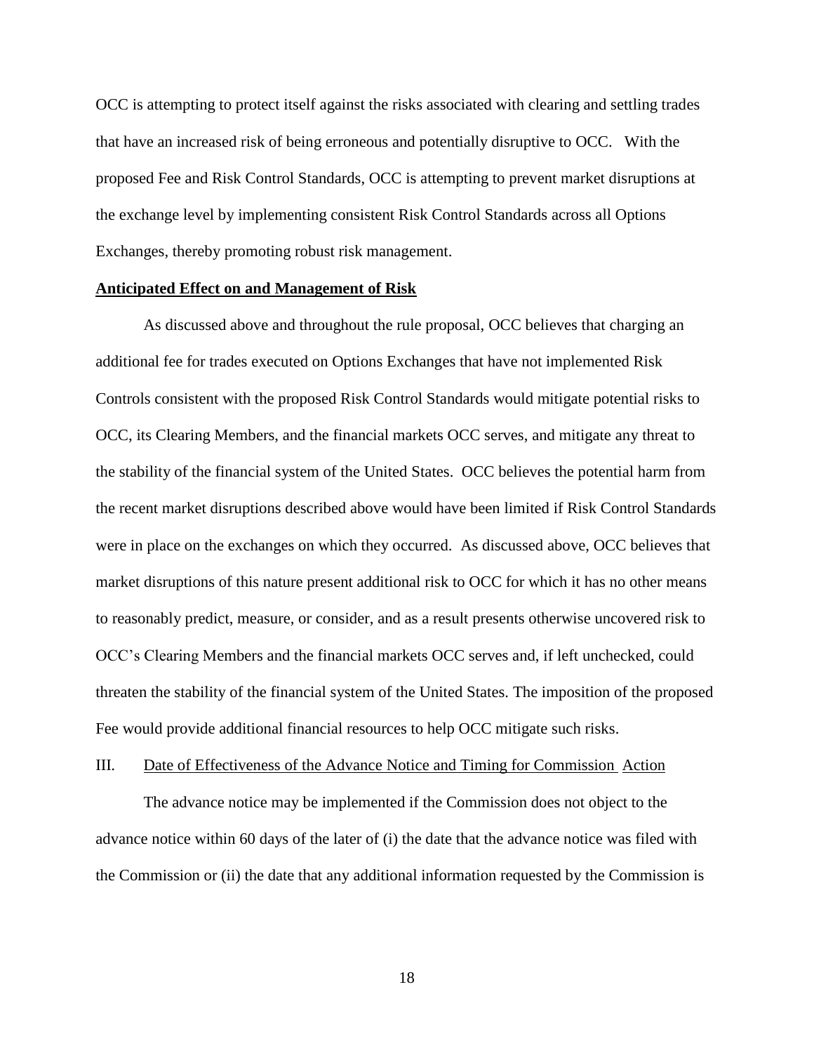OCC is attempting to protect itself against the risks associated with clearing and settling trades that have an increased risk of being erroneous and potentially disruptive to OCC. With the proposed Fee and Risk Control Standards, OCC is attempting to prevent market disruptions at the exchange level by implementing consistent Risk Control Standards across all Options Exchanges, thereby promoting robust risk management.

**Anticipated Effect on and Management of Risk**

As discussed above and throughout the rule proposal, OCC believes that charging an additional fee for trades executed on Options Exchanges that have not implemented Risk Controls consistent with the proposed Risk Control Standards would mitigate potential risks to OCC, its Clearing Members, and the financial markets OCC serves, and mitigate any threat to the stability of the financial system of the United States. OCC believes the potential harm from the recent market disruptions described above would have been limited if Risk Control Standards were in place on the exchanges on which they occurred. As discussed above, OCC believes that market disruptions of this nature present additional risk to OCC for which it has no other means to reasonably predict, measure, or consider, and as a result presents otherwise uncovered risk to OCC's Clearing Members and the financial markets OCC serves and, if left unchecked, could threaten the stability of the financial system of the United States. The imposition of the proposed Fee would provide additional financial resources to help OCC mitigate such risks.

III. Date of Effectiveness of the Advance Notice and Timing for Commission Action

The advance notice may be implemented if the Commission does not object to the advance notice within 60 days of the later of (i) the date that the advance notice was filed with the Commission or (ii) the date that any additional information requested by the Commission is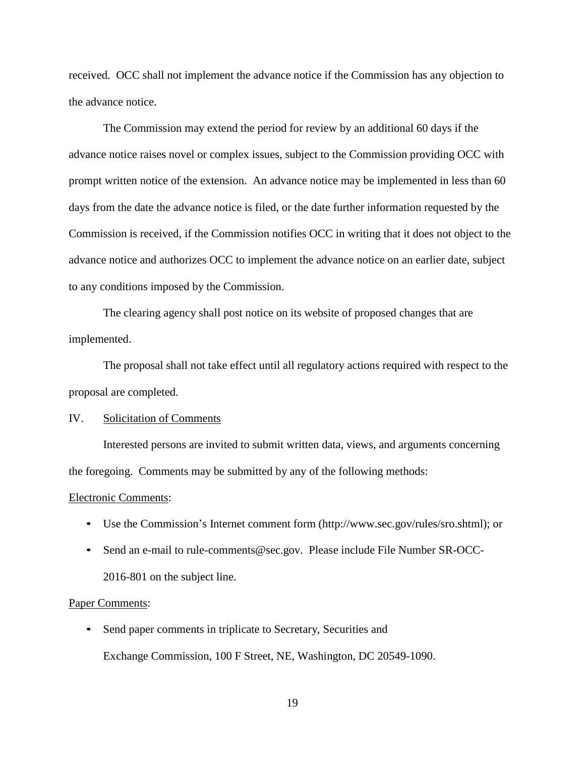received. OCC shall not implement the advance notice if the Commission has any objection to the advance notice.

The Commission may extend the period for review by an additional 60 days if the advance notice raises novel or complex issues, subject to the Commission providing OCC with prompt written notice of the extension. An advance notice may be implemented in less than 60 days from the date the advance notice is filed, or the date further information requested by the Commission is received, if the Commission notifies OCC in writing that it does not object to the advance notice and authorizes OCC to implement the advance notice on an earlier date, subject to any conditions imposed by the Commission.

The clearing agency shall post notice on its website of proposed changes that are implemented.

The proposal shall not take effect until all regulatory actions required with respect to the proposal are completed.

IV. Solicitation of Comments

Interested persons are invited to submit written data, views, and arguments concerning the foregoing. Comments may be submitted by any of the following methods:

Electronic Comments:

- Use the Commission's Internet comment form (http://www.sec.gov/rules/sro.shtml); or
- Send an e-mail to rule-comments@sec.gov. Please include File Number SR-OCC-2016-801 on the subject line.

Paper Comments:

- Send paper comments in triplicate to Secretary, Securities and Exchange Commission, 100 F Street, NE, Washington, DC 20549-1090.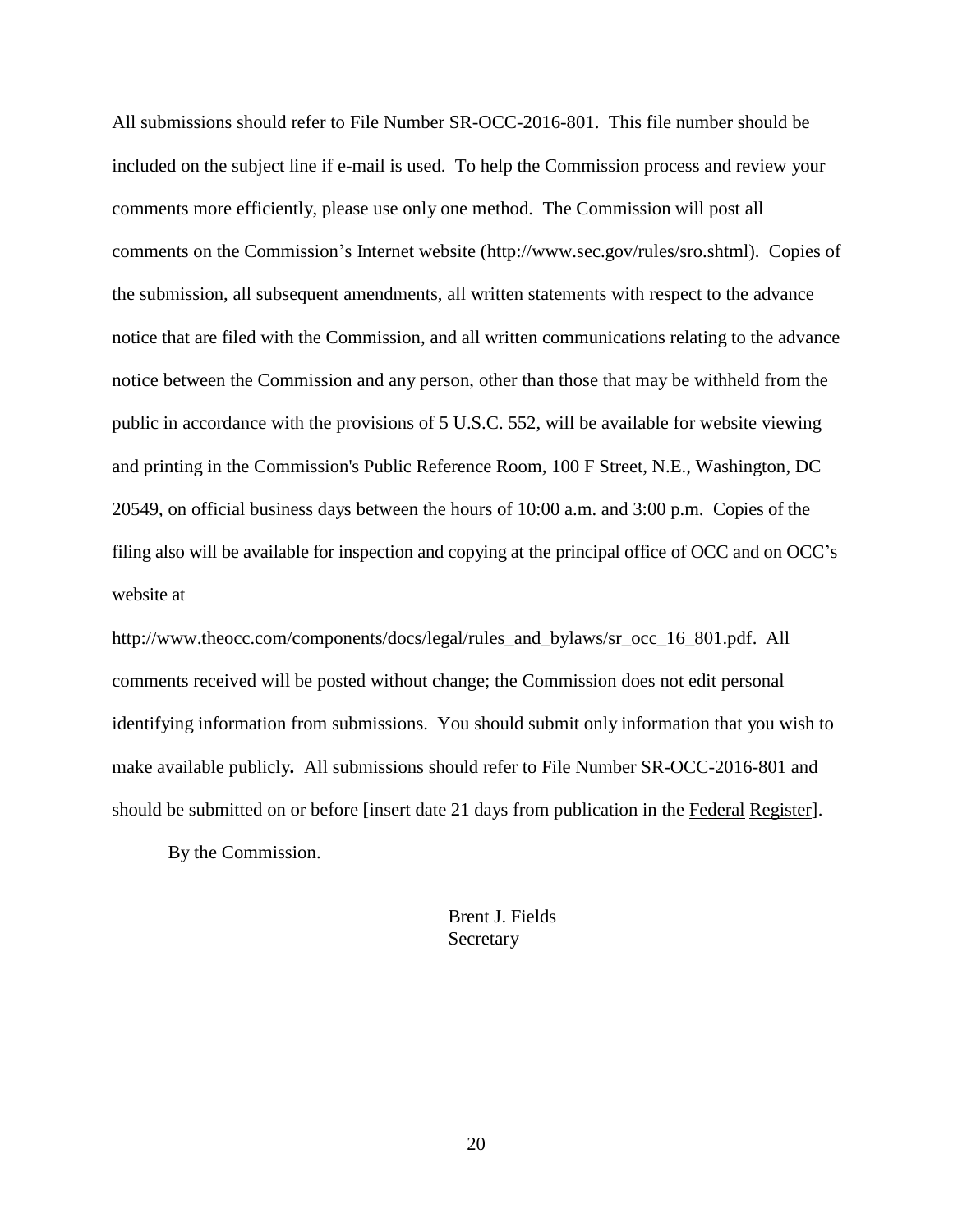All submissions should refer to File Number SR-OCC-2016-801. This file number should be included on the subject line if e-mail is used. To help the Commission process and review your comments more efficiently, please use only one method. The Commission will post all comments on the Commission's Internet website (http://www.sec.gov/rules/sro.shtml). Copies of the submission, all subsequent amendments, all written statements with respect to the advance notice that are filed with the Commission, and all written communications relating to the advance notice between the Commission and any person, other than those that may be withheld from the public in accordance with the provisions of 5 U.S.C. 552, will be available for website viewing and printing in the Commission's Public Reference Room, 100 F Street, N.E., Washington, DC 20549, on official business days between the hours of 10:00 a.m. and 3:00 p.m. Copies of the filing also will be available for inspection and copying at the principal office of OCC and on OCC's website at

http://www.theocc.com/components/docs/legal/rules_and_bylaws/sr_occ_16_801.pdf. All comments received will be posted without change; the Commission does not edit personal identifying information from submissions. You should submit only information that you wish to make available publicly**.** All submissions should refer to File Number SR-OCC-2016-801 and should be submitted on or before [insert date 21 days from publication in the Federal Register].

By the Commission.

Brent J. Fields
Secretary